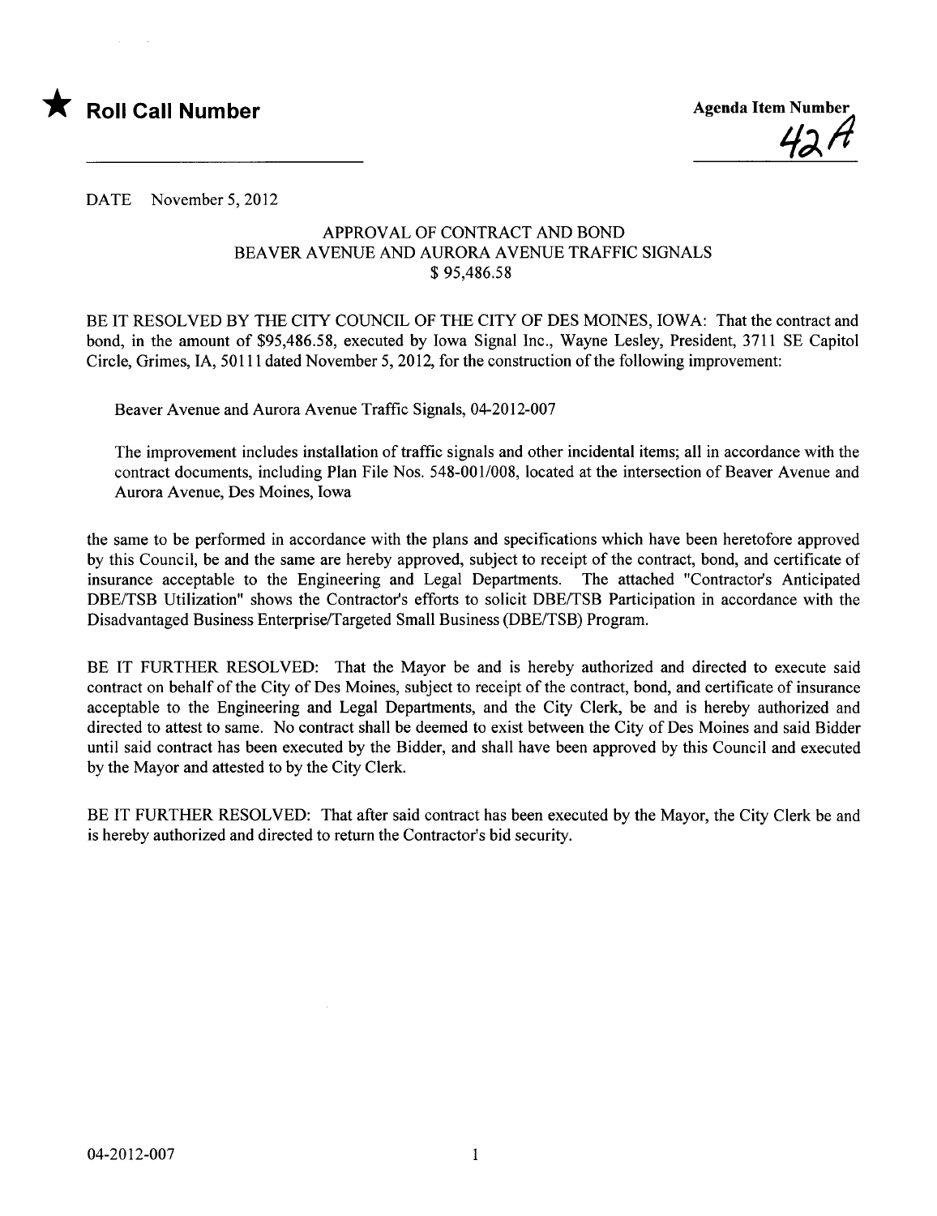★ **Roll Call Number**

**Agenda Item Number**

42A

DATE November 5, 2012

APPROVAL OF CONTRACT AND BOND
BEAVER AVENUE AND AURORA AVENUE TRAFFIC SIGNALS
$ 95,486.58

BE IT RESOLVED BY THE CITY COUNCIL OF THE CITY OF DES MOINES, IOWA: That the contract and bond, in the amount of $95,486.58, executed by Iowa Signal Inc., Wayne Lesley, President, 3711 SE Capitol Circle, Grimes, IA, 50111 dated November 5, 2012, for the construction of the following improvement:

Beaver Avenue and Aurora Avenue Traffic Signals, 04-2012-007

The improvement includes installation of traffic signals and other incidental items; all in accordance with the contract documents, including Plan File Nos. 548-001/008, located at the intersection of Beaver Avenue and Aurora Avenue, Des Moines, Iowa

the same to be performed in accordance with the plans and specifications which have been heretofore approved by this Council, be and the same are hereby approved, subject to receipt of the contract, bond, and certificate of insurance acceptable to the Engineering and Legal Departments. The attached "Contractor's Anticipated DBE/TSB Utilization" shows the Contractor's efforts to solicit DBE/TSB Participation in accordance with the Disadvantaged Business Enterprise/Targeted Small Business (DBE/TSB) Program.

BE IT FURTHER RESOLVED: That the Mayor be and is hereby authorized and directed to execute said contract on behalf of the City of Des Moines, subject to receipt of the contract, bond, and certificate of insurance acceptable to the Engineering and Legal Departments, and the City Clerk, be and is hereby authorized and directed to attest to same. No contract shall be deemed to exist between the City of Des Moines and said Bidder until said contract has been executed by the Bidder, and shall have been approved by this Council and executed by the Mayor and attested to by the City Clerk.

BE IT FURTHER RESOLVED: That after said contract has been executed by the Mayor, the City Clerk be and is hereby authorized and directed to return the Contractor's bid security.

04-2012-007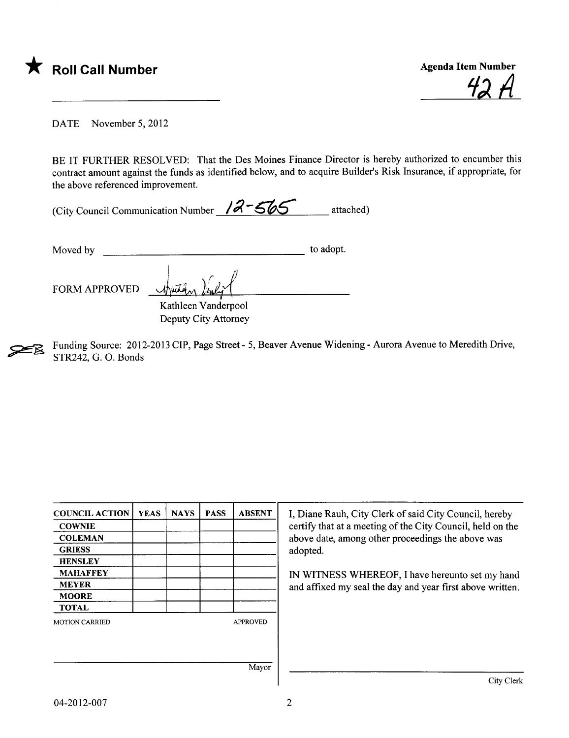★ **Roll Call Number**

**Agenda Item Number**

42 A

DATE November 5, 2012

BE IT FURTHER RESOLVED: That the Des Moines Finance Director is hereby authorized to encumber this contract amount against the funds as identified below, and to acquire Builder's Risk Insurance, if appropriate, for the above referenced improvement.

(City Council Communication Number 12-565 attached)

Moved by ______________________ to adopt.

FORM APPROVED

Kathleen Vanderpool
Deputy City Attorney

Funding Source: 2012-2013 CIP, Page Street - 5, Beaver Avenue Widening - Aurora Avenue to Meredith Drive, STR242, G. O. Bonds

| COUNCIL ACTION | YEAS | NAYS | PASS | ABSENT |
|---|---|---|---|---|
| COWNIE | | | | |
| COLEMAN | | | | |
| GRIESS | | | | |
| HENSLEY | | | | |
| MAHAFFEY | | | | |
| MEYER | | | | |
| MOORE | | | | |
| TOTAL | | | | |

MOTION CARRIED APPROVED

Mayor

I, Diane Rauh, City Clerk of said City Council, hereby certify that at a meeting of the City Council, held on the above date, among other proceedings the above was adopted.

IN WITNESS WHEREOF, I have hereunto set my hand and affixed my seal the day and year first above written.

City Clerk

04-2012-007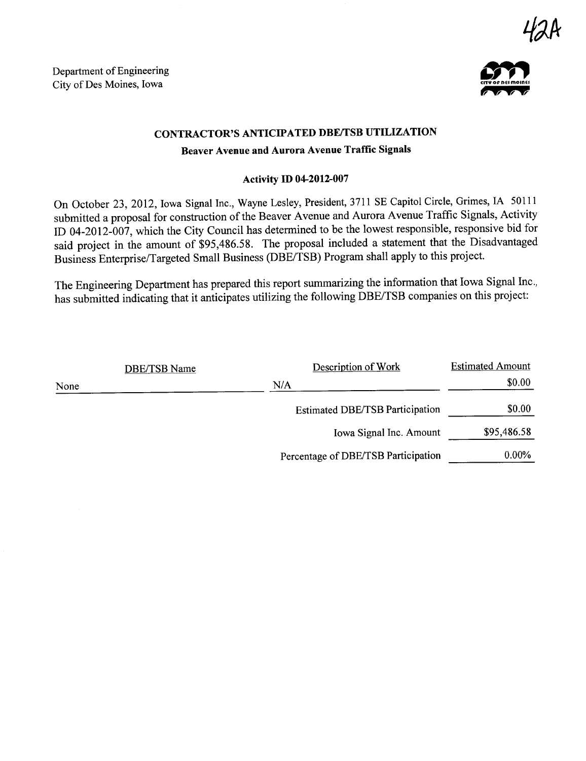42A

Department of Engineering
City of Des Moines, Iowa

## CONTRACTOR'S ANTICIPATED DBE/TSB UTILIZATION

### Beaver Avenue and Aurora Avenue Traffic Signals

### Activity ID 04-2012-007

On October 23, 2012, Iowa Signal Inc., Wayne Lesley, President, 3711 SE Capitol Circle, Grimes, IA 50111 submitted a proposal for construction of the Beaver Avenue and Aurora Avenue Traffic Signals, Activity ID 04-2012-007, which the City Council has determined to be the lowest responsible, responsive bid for said project in the amount of $95,486.58. The proposal included a statement that the Disadvantaged Business Enterprise/Targeted Small Business (DBE/TSB) Program shall apply to this project.

The Engineering Department has prepared this report summarizing the information that Iowa Signal Inc., has submitted indicating that it anticipates utilizing the following DBE/TSB companies on this project:

| DBE/TSB Name | Description of Work | Estimated Amount |
|---|---|---|
| None | N/A | $0.00 |
| | Estimated DBE/TSB Participation | $0.00 |
| | Iowa Signal Inc. Amount | $95,486.58 |
| | Percentage of DBE/TSB Participation | 0.00% |